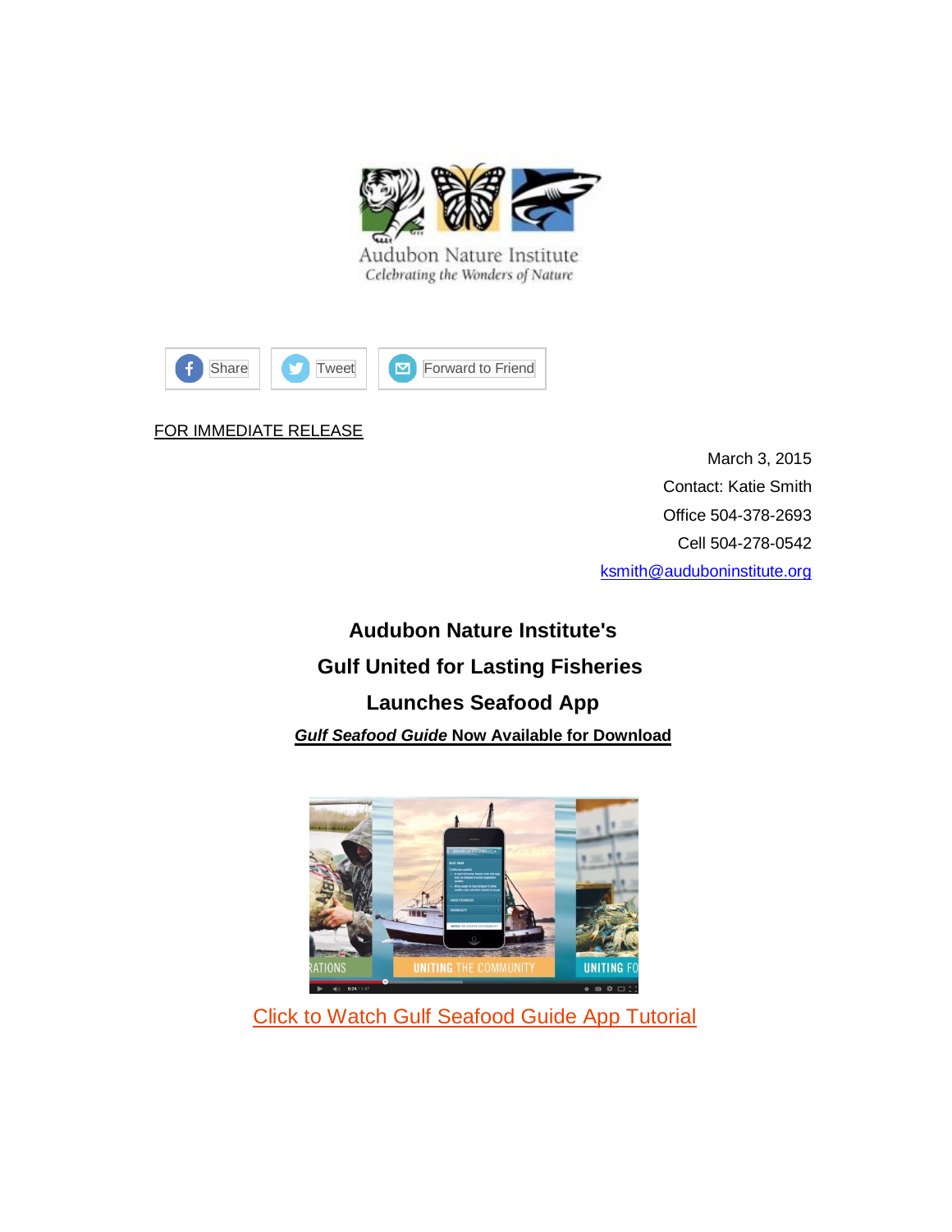Audubon Nature Institute
*Celebrating the Wonders of Nature*

Share Tweet Forward to Friend

FOR IMMEDIATE RELEASE

March 3, 2015
Contact: Katie Smith
Office 504-378-2693
Cell 504-278-0542
ksmith@auduboninstitute.org

# Audubon Nature Institute's Gulf United for Lasting Fisheries Launches Seafood App

***Gulf Seafood Guide* Now Available for Download**

Click to Watch Gulf Seafood Guide App Tutorial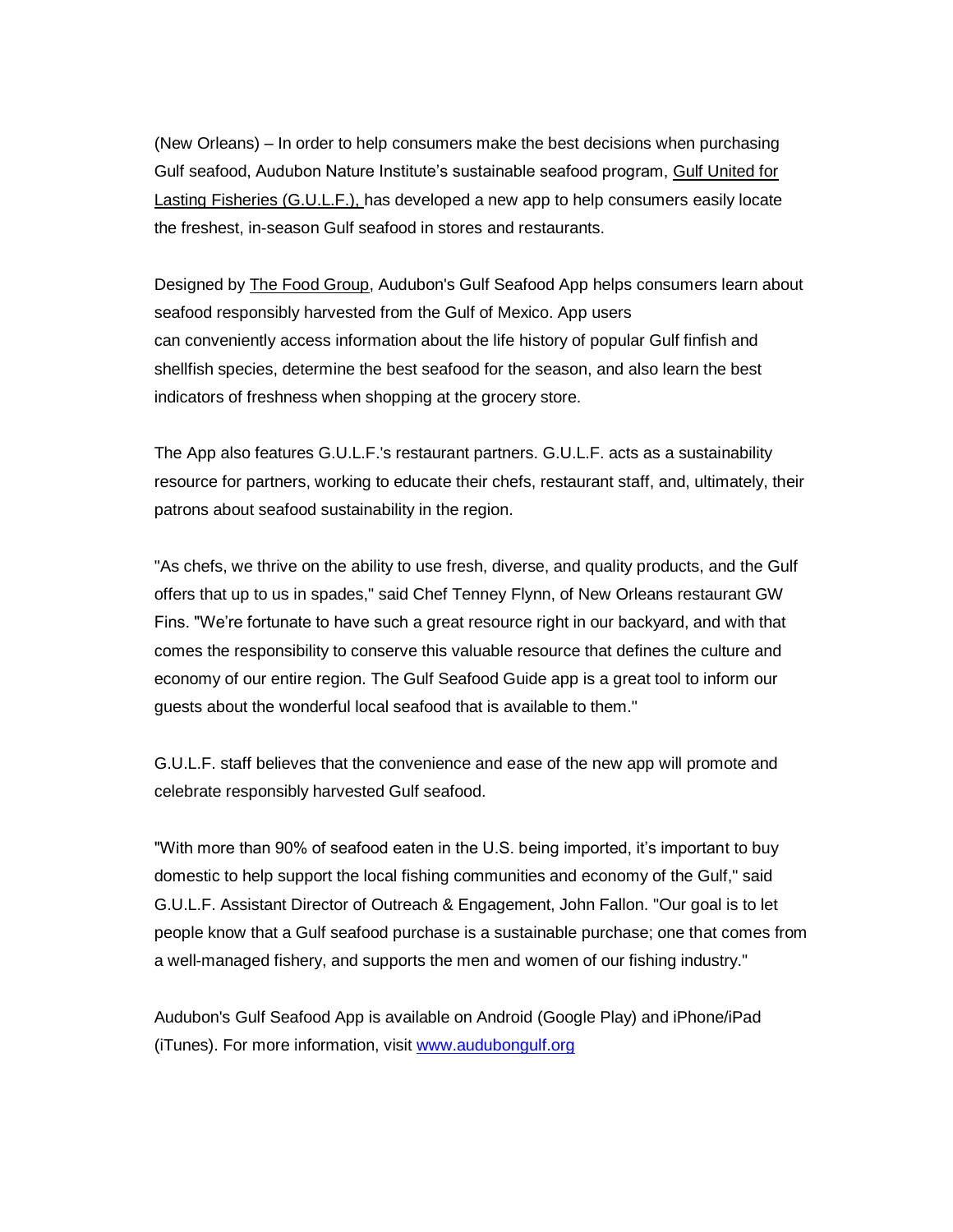(New Orleans) – In order to help consumers make the best decisions when purchasing Gulf seafood, Audubon Nature Institute's sustainable seafood program, Gulf United for Lasting Fisheries (G.U.L.F.), has developed a new app to help consumers easily locate the freshest, in-season Gulf seafood in stores and restaurants.

Designed by The Food Group, Audubon's Gulf Seafood App helps consumers learn about seafood responsibly harvested from the Gulf of Mexico. App users can conveniently access information about the life history of popular Gulf finfish and shellfish species, determine the best seafood for the season, and also learn the best indicators of freshness when shopping at the grocery store.

The App also features G.U.L.F.'s restaurant partners. G.U.L.F. acts as a sustainability resource for partners, working to educate their chefs, restaurant staff, and, ultimately, their patrons about seafood sustainability in the region.

"As chefs, we thrive on the ability to use fresh, diverse, and quality products, and the Gulf offers that up to us in spades," said Chef Tenney Flynn, of New Orleans restaurant GW Fins. "We're fortunate to have such a great resource right in our backyard, and with that comes the responsibility to conserve this valuable resource that defines the culture and economy of our entire region. The Gulf Seafood Guide app is a great tool to inform our guests about the wonderful local seafood that is available to them."

G.U.L.F. staff believes that the convenience and ease of the new app will promote and celebrate responsibly harvested Gulf seafood.

"With more than 90% of seafood eaten in the U.S. being imported, it's important to buy domestic to help support the local fishing communities and economy of the Gulf," said G.U.L.F. Assistant Director of Outreach & Engagement, John Fallon. "Our goal is to let people know that a Gulf seafood purchase is a sustainable purchase; one that comes from a well-managed fishery, and supports the men and women of our fishing industry."

Audubon's Gulf Seafood App is available on Android (Google Play) and iPhone/iPad (iTunes). For more information, visit www.audubongulf.org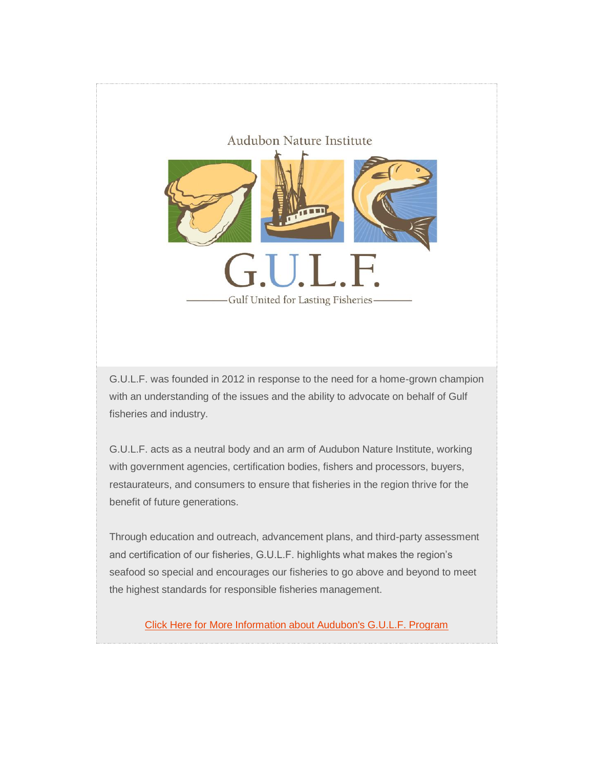Audubon Nature Institute

# G.U.L.F.

Gulf United for Lasting Fisheries

G.U.L.F. was founded in 2012 in response to the need for a home-grown champion with an understanding of the issues and the ability to advocate on behalf of Gulf fisheries and industry.

G.U.L.F. acts as a neutral body and an arm of Audubon Nature Institute, working with government agencies, certification bodies, fishers and processors, buyers, restaurateurs, and consumers to ensure that fisheries in the region thrive for the benefit of future generations.

Through education and outreach, advancement plans, and third-party assessment and certification of our fisheries, G.U.L.F. highlights what makes the region's seafood so special and encourages our fisheries to go above and beyond to meet the highest standards for responsible fisheries management.

Click Here for More Information about Audubon's G.U.L.F. Program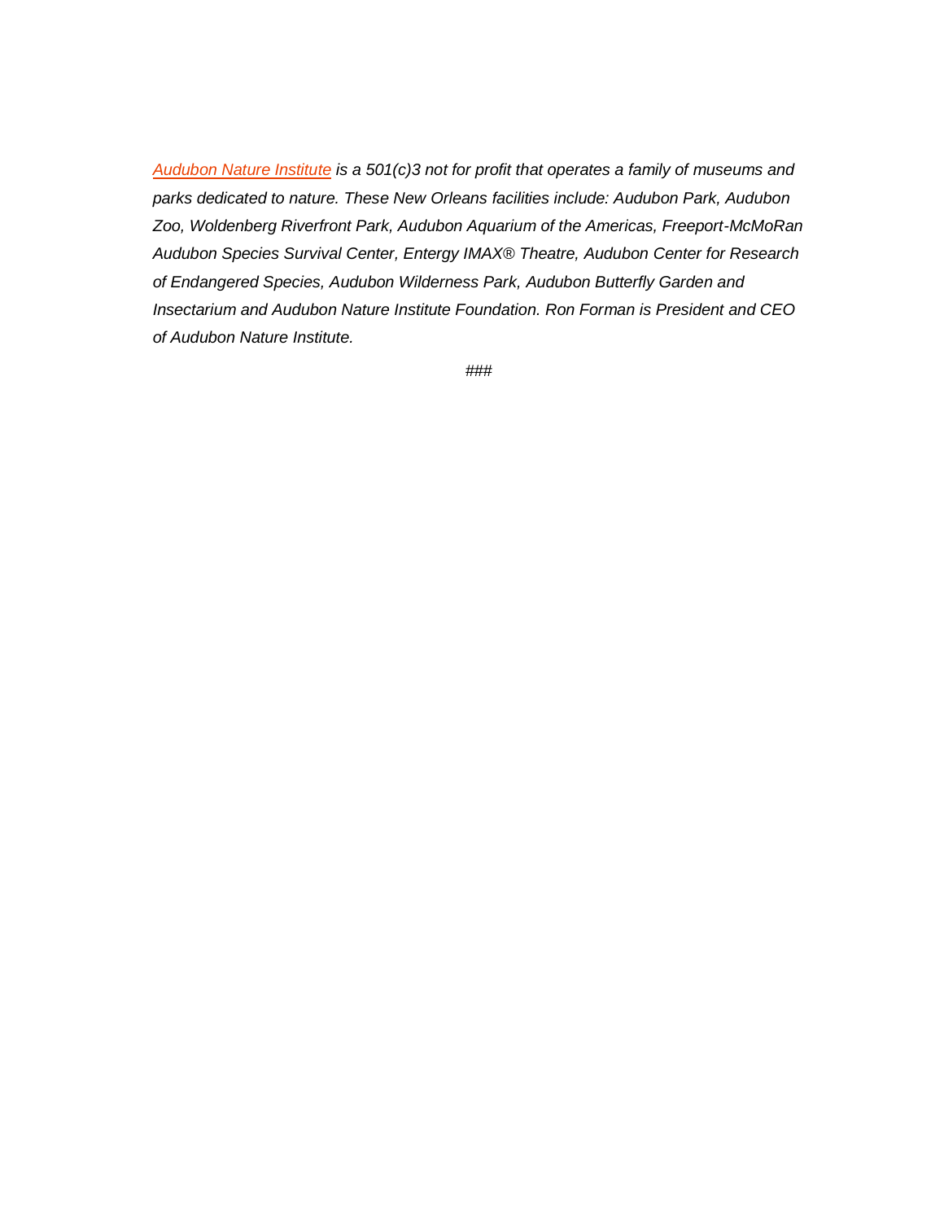*[Audubon Nature Institute](#) is a 501(c)3 not for profit that operates a family of museums and parks dedicated to nature. These New Orleans facilities include: Audubon Park, Audubon Zoo, Woldenberg Riverfront Park, Audubon Aquarium of the Americas, Freeport-McMoRan Audubon Species Survival Center, Entergy IMAX® Theatre, Audubon Center for Research of Endangered Species, Audubon Wilderness Park, Audubon Butterfly Garden and Insectarium and Audubon Nature Institute Foundation. Ron Forman is President and CEO of Audubon Nature Institute.*

###